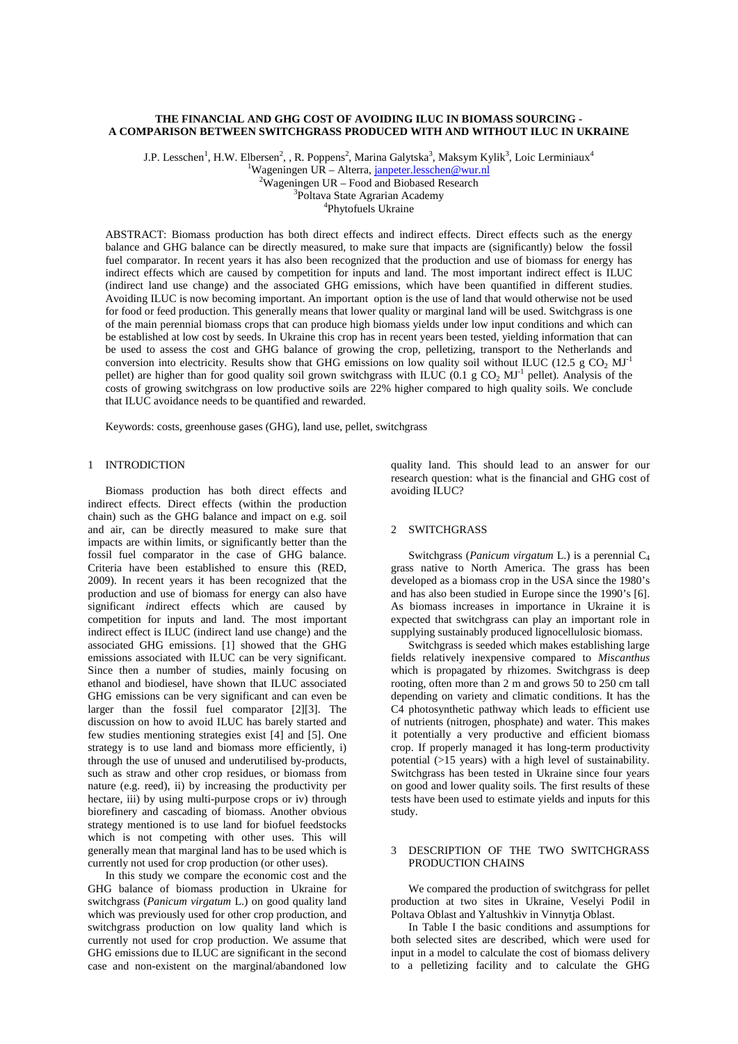# THE FINANCIAL AND GHG COST OF AVOIDING ILUC IN BIOMASS SOURCING - A COMPARISON BETWEEN SWITCHGRASS PRODUCED WITH AND WITHOUT ILUC IN UKRAINE

J.P. Lesschen[1], H.W. Elbersen[2], , R. Poppens[2], Marina Galytska[3], Maksym Kylik[3], Loic Lerminiaux[4]

[1]Wageningen UR – Alterra, janpeter.lesschen@wur.nl

[2]Wageningen UR – Food and Biobased Research

[3]Poltava State Agrarian Academy

[4]Phytofuels Ukraine

ABSTRACT: Biomass production has both direct effects and indirect effects. Direct effects such as the energy balance and GHG balance can be directly measured, to make sure that impacts are (significantly) below the fossil fuel comparator. In recent years it has also been recognized that the production and use of biomass for energy has indirect effects which are caused by competition for inputs and land. The most important indirect effect is ILUC (indirect land use change) and the associated GHG emissions, which have been quantified in different studies. Avoiding ILUC is now becoming important. An important option is the use of land that would otherwise not be used for food or feed production. This generally means that lower quality or marginal land will be used. Switchgrass is one of the main perennial biomass crops that can produce high biomass yields under low input conditions and which can be established at low cost by seeds. In Ukraine this crop has in recent years been tested, yielding information that can be used to assess the cost and GHG balance of growing the crop, pelletizing, transport to the Netherlands and conversion into electricity. Results show that GHG emissions on low quality soil without ILUC (12.5 g $CO_2$ $MJ^{-1}$ pellet) are higher than for good quality soil grown switchgrass with ILUC (0.1 g $CO_2$ $MJ^{-1}$ pellet). Analysis of the costs of growing switchgrass on low productive soils are 22% higher compared to high quality soils. We conclude that ILUC avoidance needs to be quantified and rewarded.

Keywords: costs, greenhouse gases (GHG), land use, pellet, switchgrass

## 1 INTRODICTION

Biomass production has both direct effects and indirect effects. Direct effects (within the production chain) such as the GHG balance and impact on e.g. soil and air, can be directly measured to make sure that impacts are within limits, or significantly better than the fossil fuel comparator in the case of GHG balance. Criteria have been established to ensure this (RED, 2009). In recent years it has been recognized that the production and use of biomass for energy can also have significant *in*direct effects which are caused by competition for inputs and land. The most important indirect effect is ILUC (indirect land use change) and the associated GHG emissions. [1] showed that the GHG emissions associated with ILUC can be very significant. Since then a number of studies, mainly focusing on ethanol and biodiesel, have shown that ILUC associated GHG emissions can be very significant and can even be larger than the fossil fuel comparator [2][3]. The discussion on how to avoid ILUC has barely started and few studies mentioning strategies exist [4] and [5]. One strategy is to use land and biomass more efficiently, i) through the use of unused and underutilised by-products, such as straw and other crop residues, or biomass from nature (e.g. reed), ii) by increasing the productivity per hectare, iii) by using multi-purpose crops or iv) through biorefinery and cascading of biomass. Another obvious strategy mentioned is to use land for biofuel feedstocks which is not competing with other uses. This will generally mean that marginal land has to be used which is currently not used for crop production (or other uses).

In this study we compare the economic cost and the GHG balance of biomass production in Ukraine for switchgrass (*Panicum virgatum* L.) on good quality land which was previously used for other crop production, and switchgrass production on low quality land which is currently not used for crop production. We assume that GHG emissions due to ILUC are significant in the second case and non-existent on the marginal/abandoned low quality land. This should lead to an answer for our research question: what is the financial and GHG cost of avoiding ILUC?

## 2 SWITCHGRASS

Switchgrass (*Panicum virgatum* L.) is a perennial $C_4$ grass native to North America. The grass has been developed as a biomass crop in the USA since the 1980's and has also been studied in Europe since the 1990's [6]. As biomass increases in importance in Ukraine it is expected that switchgrass can play an important role in supplying sustainably produced lignocellulosic biomass.

Switchgrass is seeded which makes establishing large fields relatively inexpensive compared to *Miscanthus* which is propagated by rhizomes. Switchgrass is deep rooting, often more than 2 m and grows 50 to 250 cm tall depending on variety and climatic conditions. It has the C4 photosynthetic pathway which leads to efficient use of nutrients (nitrogen, phosphate) and water. This makes it potentially a very productive and efficient biomass crop. If properly managed it has long-term productivity potential (>15 years) with a high level of sustainability. Switchgrass has been tested in Ukraine since four years on good and lower quality soils. The first results of these tests have been used to estimate yields and inputs for this study.

## 3 DESCRIPTION OF THE TWO SWITCHGRASS PRODUCTION CHAINS

We compared the production of switchgrass for pellet production at two sites in Ukraine, Veselyi Podil in Poltava Oblast and Yaltushkiv in Vinnytja Oblast.

In Table I the basic conditions and assumptions for both selected sites are described, which were used for input in a model to calculate the cost of biomass delivery to a pelletizing facility and to calculate the GHG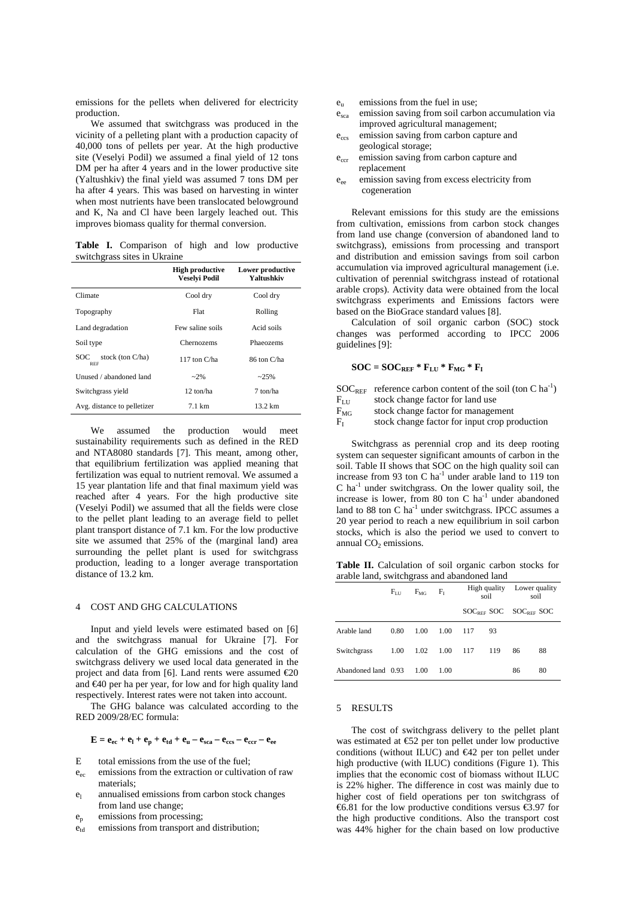emissions for the pellets when delivered for electricity production.

We assumed that switchgrass was produced in the vicinity of a pelleting plant with a production capacity of 40,000 tons of pellets per year. At the high productive site (Veselyi Podil) we assumed a final yield of 12 tons DM per ha after 4 years and in the lower productive site (Yaltushkiv) the final yield was assumed 7 tons DM per ha after 4 years. This was based on harvesting in winter when most nutrients have been translocated belowground and K, Na and Cl have been largely leached out. This improves biomass quality for thermal conversion.

**Table I.** Comparison of high and low productive switchgrass sites in Ukraine

| | High productive Veselyi Podil | Lower productive Yaltushkiv |
|---|---|---|
| Climate | Cool dry | Cool dry |
| Topography | Flat | Rolling |
| Land degradation | Few saline soils | Acid soils |
| Soil type | Chernozems | Phaeozems |
| $SOC_{REF}$ stock (ton C/ha) | 117 ton C/ha | 86 ton C/ha |
| Unused / abandoned land | ~2% | ~25% |
| Switchgrass yield | 12 ton/ha | 7 ton/ha |
| Avg. distance to pelletizer | 7.1 km | 13.2 km |

We assumed the production would meet sustainability requirements such as defined in the RED and NTA8080 standards [7]. This meant, among other, that equilibrium fertilization was applied meaning that fertilization was equal to nutrient removal. We assumed a 15 year plantation life and that final maximum yield was reached after 4 years. For the high productive site (Veselyi Podil) we assumed that all the fields were close to the pellet plant leading to an average field to pellet plant transport distance of 7.1 km. For the low productive site we assumed that 25% of the (marginal land) area surrounding the pellet plant is used for switchgrass production, leading to a longer average transportation distance of 13.2 km.

## 4 COST AND GHG CALCULATIONS

Input and yield levels were estimated based on [6] and the switchgrass manual for Ukraine [7]. For calculation of the GHG emissions and the cost of switchgrass delivery we used local data generated in the project and data from [6]. Land rents were assumed €20 and €40 per ha per year, for low and for high quality land respectively. Interest rates were not taken into account.

The GHG balance was calculated according to the RED 2009/28/EC formula:

$$\mathbf{E = e_{ec} + e_{l} + e_{p} + e_{td} + e_{u} - e_{sca} - e_{ccs} - e_{ccr} - e_{ee}}$$

- $E$ total emissions from the use of the fuel;
- $e_{ec}$ emissions from the extraction or cultivation of raw materials;
- $e_{l}$ annualised emissions from carbon stock changes from land use change;
- $e_{p}$ emissions from processing;
- $e_{td}$ emissions from transport and distribution;
- $e_{u}$ emissions from the fuel in use;
- $e_{sca}$ emission saving from soil carbon accumulation via improved agricultural management;
- $e_{ccs}$ emission saving from carbon capture and geological storage;
- $e_{ccr}$ emission saving from carbon capture and replacement
- $e_{ee}$ emission saving from excess electricity from cogeneration

Relevant emissions for this study are the emissions from cultivation, emissions from carbon stock changes from land use change (conversion of abandoned land to switchgrass), emissions from processing and transport and distribution and emission savings from soil carbon accumulation via improved agricultural management (i.e. cultivation of perennial switchgrass instead of rotational arable crops). Activity data were obtained from the local switchgrass experiments and Emissions factors were based on the BioGrace standard values [8].

Calculation of soil organic carbon (SOC) stock changes was performed according to IPCC 2006 guidelines [9]:

$$\mathbf{SOC = SOC_{REF} * F_{LU} * F_{MG} * F_{I}}$$

- $SOC_{REF}$ reference carbon content of the soil (ton C $ha^{-1}$)
- $F_{LU}$ stock change factor for land use
- $F_{MG}$ stock change factor for management
- $F_{I}$ stock change factor for input crop production

Switchgrass as perennial crop and its deep rooting system can sequester significant amounts of carbon in the soil. Table II shows that SOC on the high quality soil can increase from 93 ton C $ha^{-1}$ under arable land to 119 ton C $ha^{-1}$ under switchgrass. On the lower quality soil, the increase is lower, from 80 ton C $ha^{-1}$ under abandoned land to 88 ton C $ha^{-1}$ under switchgrass. IPCC assumes a 20 year period to reach a new equilibrium in soil carbon stocks, which is also the period we used to convert to annual $CO_2$ emissions.

**Table II.** Calculation of soil organic carbon stocks for arable land, switchgrass and abandoned land

| | $F_{LU}$ | $F_{MG}$ | $F_{I}$ | High quality soil | | Lower quality soil | |
|---|---|---|---|---|---|---|---|
| | | | | $SOC_{REF}$ | SOC | $SOC_{REF}$ | SOC |
| Arable land | 0.80 | 1.00 | 1.00 | 117 | 93 | | |
| Switchgrass | 1.00 | 1.02 | 1.00 | 117 | 119 | 86 | 88 |
| Abandoned land | 0.93 | 1.00 | 1.00 | | | 86 | 80 |

## 5 RESULTS

The cost of switchgrass delivery to the pellet plant was estimated at €52 per ton pellet under low productive conditions (without ILUC) and €42 per ton pellet under high productive (with ILUC) conditions (Figure 1). This implies that the economic cost of biomass without ILUC is 22% higher. The difference in cost was mainly due to higher cost of field operations per ton switchgrass of €6.81 for the low productive conditions versus €3.97 for the high productive conditions. Also the transport cost was 44% higher for the chain based on low productive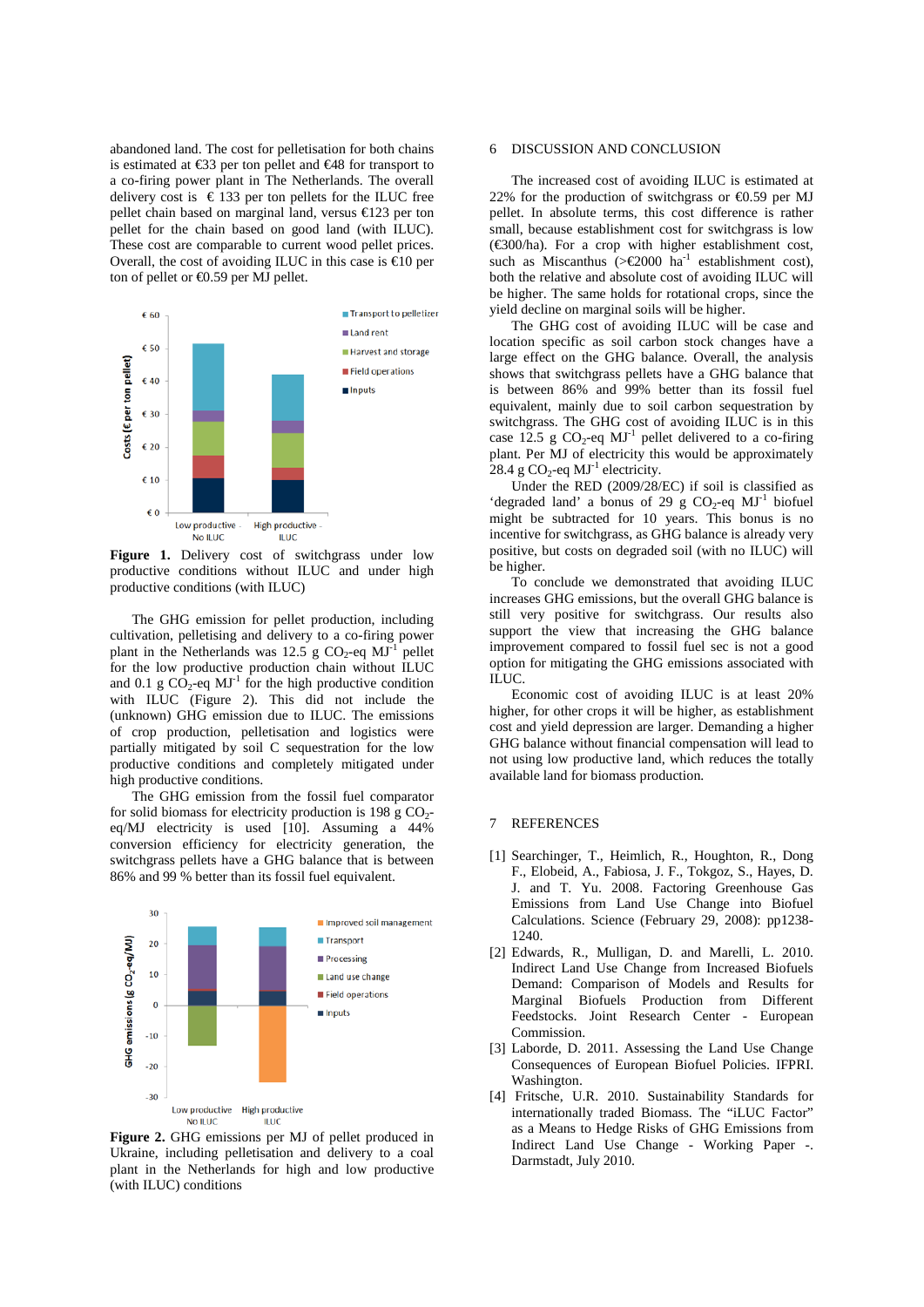abandoned land. The cost for pelletisation for both chains is estimated at €33 per ton pellet and €48 for transport to a co-firing power plant in The Netherlands. The overall delivery cost is € 133 per ton pellets for the ILUC free pellet chain based on marginal land, versus €123 per ton pellet for the chain based on good land (with ILUC). These cost are comparable to current wood pellet prices. Overall, the cost of avoiding ILUC in this case is €10 per ton of pellet or €0.59 per MJ pellet.

**Figure 1.** Delivery cost of switchgrass under low productive conditions without ILUC and under high productive conditions (with ILUC)

The GHG emission for pellet production, including cultivation, pelletising and delivery to a co-firing power plant in the Netherlands was 12.5 g $CO_2$-eq $MJ^{-1}$ pellet for the low productive production chain without ILUC and 0.1 g $CO_2$-eq $MJ^{-1}$ for the high productive condition with ILUC (Figure 2). This did not include the (unknown) GHG emission due to ILUC. The emissions of crop production, pelletisation and logistics were partially mitigated by soil C sequestration for the low productive conditions and completely mitigated under high productive conditions.

The GHG emission from the fossil fuel comparator for solid biomass for electricity production is 198 g $CO_2$-eq/MJ electricity is used [10]. Assuming a 44% conversion efficiency for electricity generation, the switchgrass pellets have a GHG balance that is between 86% and 99 % better than its fossil fuel equivalent.

**Figure 2.** GHG emissions per MJ of pellet produced in Ukraine, including pelletisation and delivery to a coal plant in the Netherlands for high and low productive (with ILUC) conditions

## 6 DISCUSSION AND CONCLUSION

The increased cost of avoiding ILUC is estimated at 22% for the production of switchgrass or €0.59 per MJ pellet. In absolute terms, this cost difference is rather small, because establishment cost for switchgrass is low (€300/ha). For a crop with higher establishment cost, such as Miscanthus (>€2000 $ha^{-1}$ establishment cost), both the relative and absolute cost of avoiding ILUC will be higher. The same holds for rotational crops, since the yield decline on marginal soils will be higher.

The GHG cost of avoiding ILUC will be case and location specific as soil carbon stock changes have a large effect on the GHG balance. Overall, the analysis shows that switchgrass pellets have a GHG balance that is between 86% and 99% better than its fossil fuel equivalent, mainly due to soil carbon sequestration by switchgrass. The GHG cost of avoiding ILUC is in this case 12.5 g $CO_2$-eq $MJ^{-1}$ pellet delivered to a co-firing plant. Per MJ of electricity this would be approximately 28.4 g $CO_2$-eq $MJ^{-1}$ electricity.

Under the RED (2009/28/EC) if soil is classified as 'degraded land' a bonus of 29 g $CO_2$-eq $MJ^{-1}$ biofuel might be subtracted for 10 years. This bonus is no incentive for switchgrass, as GHG balance is already very positive, but costs on degraded soil (with no ILUC) will be higher.

To conclude we demonstrated that avoiding ILUC increases GHG emissions, but the overall GHG balance is still very positive for switchgrass. Our results also support the view that increasing the GHG balance improvement compared to fossil fuel sec is not a good option for mitigating the GHG emissions associated with ILUC.

Economic cost of avoiding ILUC is at least 20% higher, for other crops it will be higher, as establishment cost and yield depression are larger. Demanding a higher GHG balance without financial compensation will lead to not using low productive land, which reduces the totally available land for biomass production.

## 7 REFERENCES

[1] Searchinger, T., Heimlich, R., Houghton, R., Dong F., Elobeid, A., Fabiosa, J. F., Tokgoz, S., Hayes, D. J. and T. Yu. 2008. Factoring Greenhouse Gas Emissions from Land Use Change into Biofuel Calculations. Science (February 29, 2008): pp1238-1240.

[2] Edwards, R., Mulligan, D. and Marelli, L. 2010. Indirect Land Use Change from Increased Biofuels Demand: Comparison of Models and Results for Marginal Biofuels Production from Different Feedstocks. Joint Research Center - European Commission.

[3] Laborde, D. 2011. Assessing the Land Use Change Consequences of European Biofuel Policies. IFPRI. Washington.

[4] Fritsche, U.R. 2010. Sustainability Standards for internationally traded Biomass. The "iLUC Factor" as a Means to Hedge Risks of GHG Emissions from Indirect Land Use Change - Working Paper -. Darmstadt, July 2010.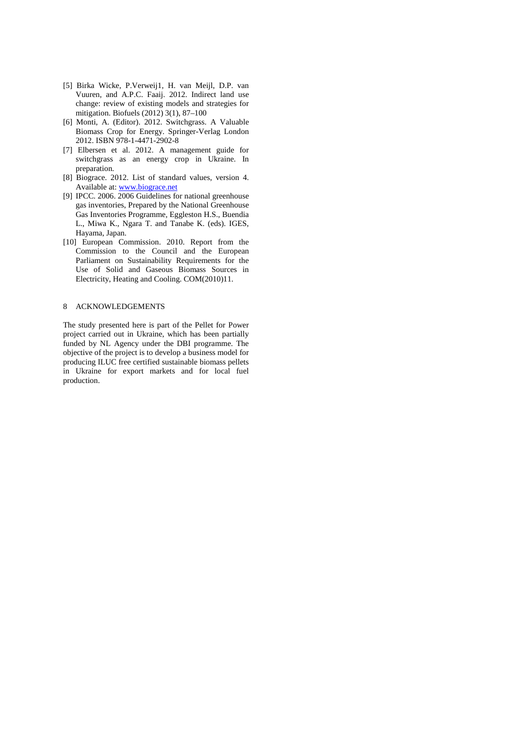[5] Birka Wicke, P.Verweij1, H. van Meijl, D.P. van Vuuren, and A.P.C. Faaij. 2012. Indirect land use change: review of existing models and strategies for mitigation. Biofuels (2012) 3(1), 87–100

[6] Monti, A. (Editor). 2012. Switchgrass. A Valuable Biomass Crop for Energy. Springer-Verlag London 2012. ISBN 978-1-4471-2902-8

[7] Elbersen et al. 2012. A management guide for switchgrass as an energy crop in Ukraine. In preparation.

[8] Biograce. 2012. List of standard values, version 4. Available at: www.biograce.net

[9] IPCC. 2006. 2006 Guidelines for national greenhouse gas inventories, Prepared by the National Greenhouse Gas Inventories Programme, Eggleston H.S., Buendia L., Miwa K., Ngara T. and Tanabe K. (eds). IGES, Hayama, Japan.

[10] European Commission. 2010. Report from the Commission to the Council and the European Parliament on Sustainability Requirements for the Use of Solid and Gaseous Biomass Sources in Electricity, Heating and Cooling. COM(2010)11.

## 8 ACKNOWLEDGEMENTS

The study presented here is part of the Pellet for Power project carried out in Ukraine, which has been partially funded by NL Agency under the DBI programme. The objective of the project is to develop a business model for producing ILUC free certified sustainable biomass pellets in Ukraine for export markets and for local fuel production.